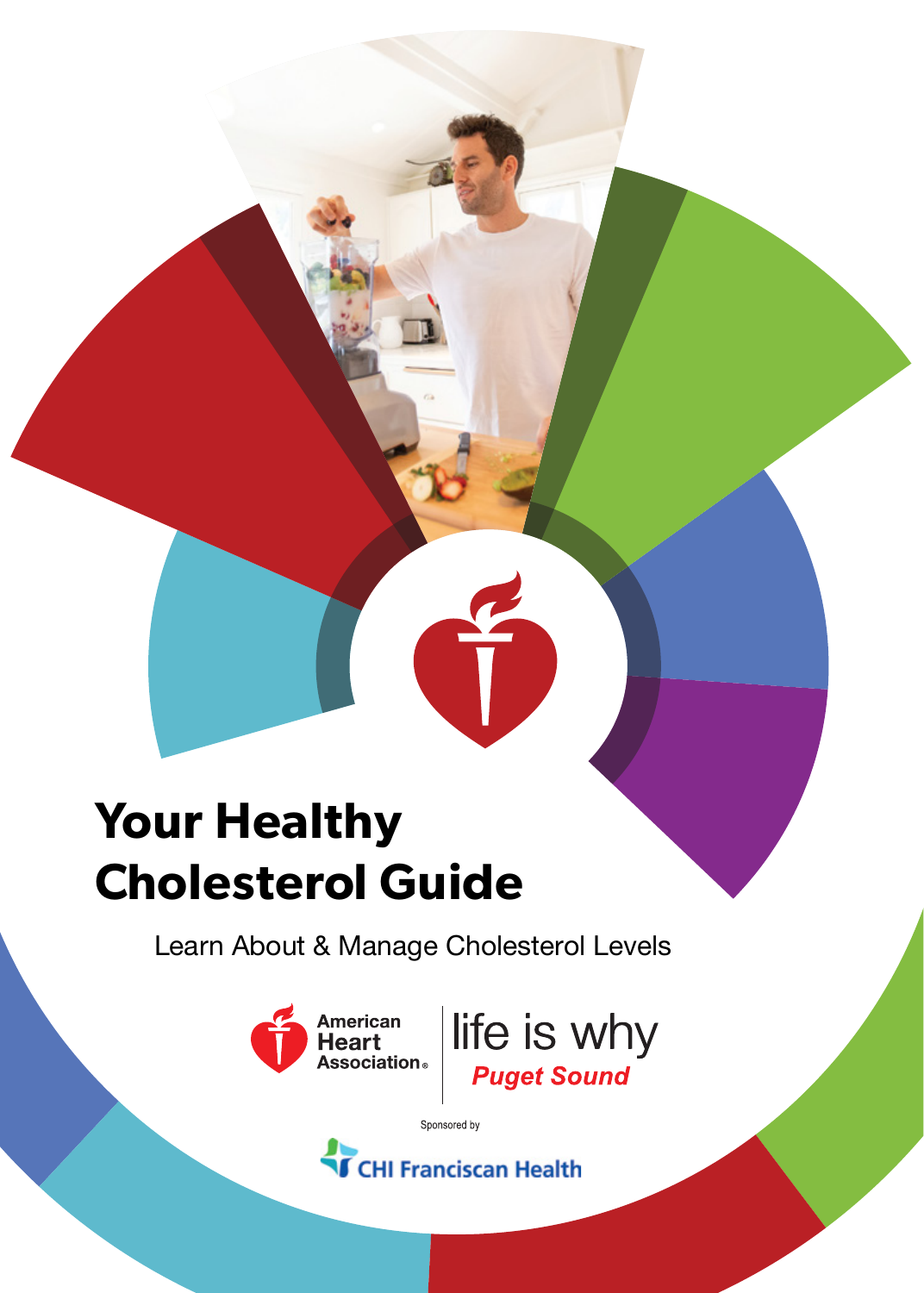# Your Healthy Cholesterol Guide

Learn About & Manage Cholesterol Levels

American Heart Association® | life is why

*Puget Sound*

Sponsored by

CHI Franciscan Health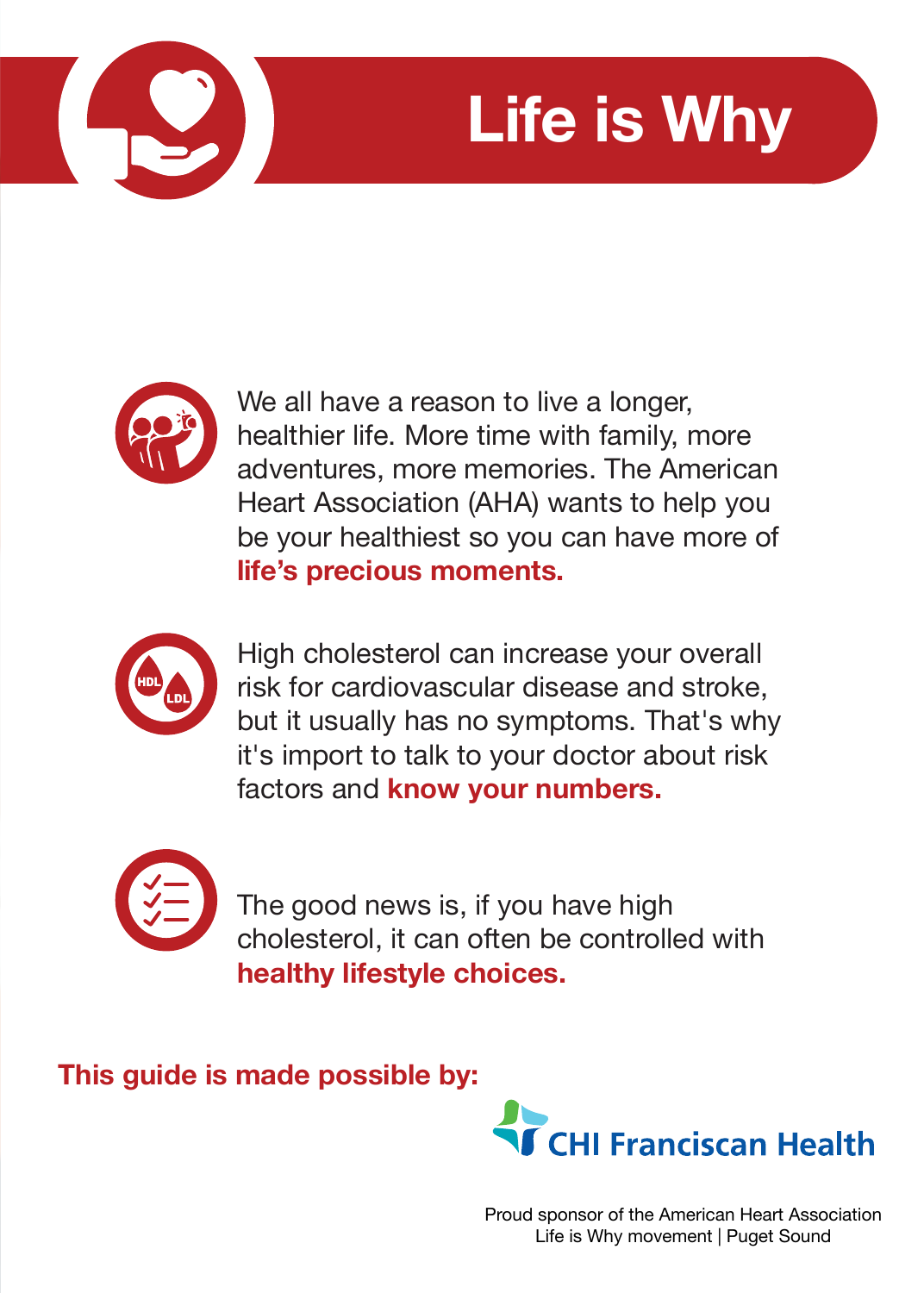# Life is Why

We all have a reason to live a longer, healthier life. More time with family, more adventures, more memories. The American Heart Association (AHA) wants to help you be your healthiest so you can have more of **life's precious moments.**

High cholesterol can increase your overall risk for cardiovascular disease and stroke, but it usually has no symptoms. That's why it's import to talk to your doctor about risk factors and **know your numbers.**

The good news is, if you have high cholesterol, it can often be controlled with **healthy lifestyle choices.**

**This guide is made possible by:**

CHI Franciscan Health

Proud sponsor of the American Heart Association Life is Why movement | Puget Sound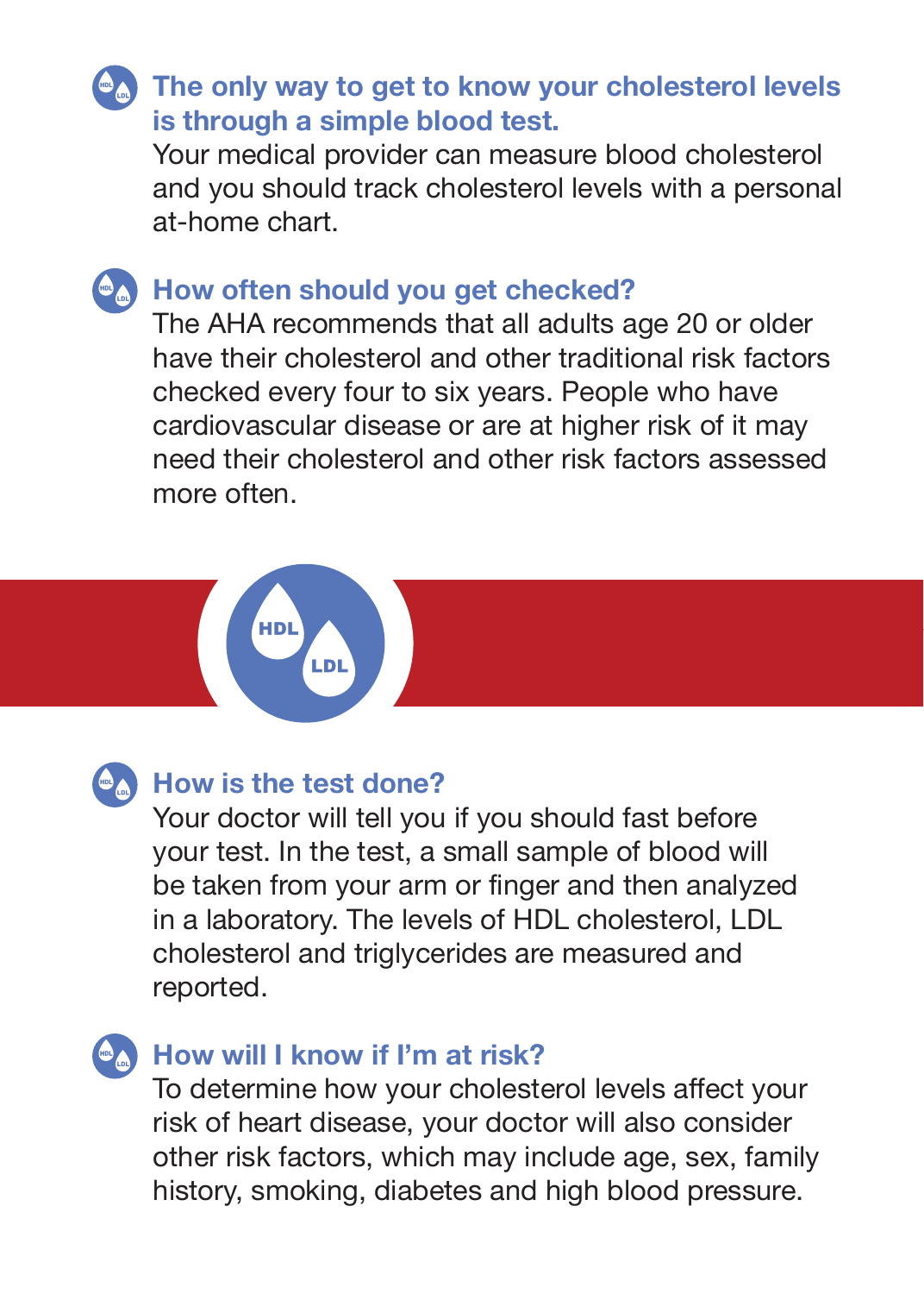## The only way to get to know your cholesterol levels is through a simple blood test.

Your medical provider can measure blood cholesterol and you should track cholesterol levels with a personal at-home chart.

## How often should you get checked?

The AHA recommends that all adults age 20 or older have their cholesterol and other traditional risk factors checked every four to six years. People who have cardiovascular disease or are at higher risk of it may need their cholesterol and other risk factors assessed more often.

## How is the test done?

Your doctor will tell you if you should fast before your test. In the test, a small sample of blood will be taken from your arm or finger and then analyzed in a laboratory. The levels of HDL cholesterol, LDL cholesterol and triglycerides are measured and reported.

## How will I know if I'm at risk?

To determine how your cholesterol levels affect your risk of heart disease, your doctor will also consider other risk factors, which may include age, sex, family history, smoking, diabetes and high blood pressure.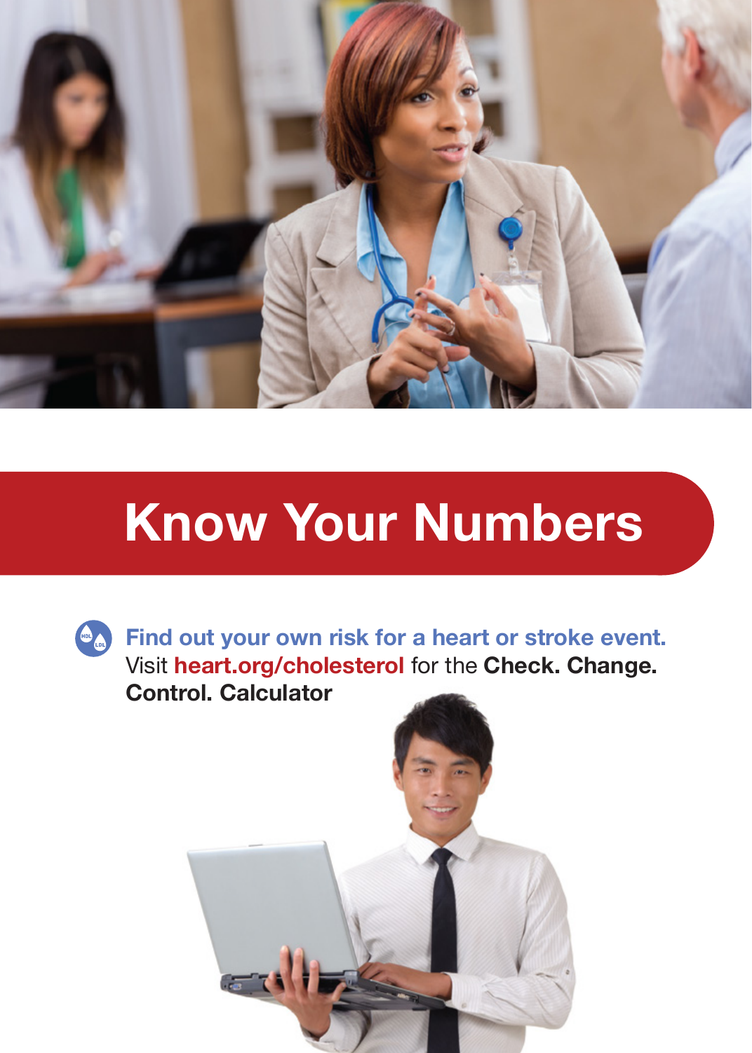# Know Your Numbers

**Find out your own risk for a heart or stroke event.** Visit **heart.org/cholesterol** for the **Check. Change. Control. Calculator**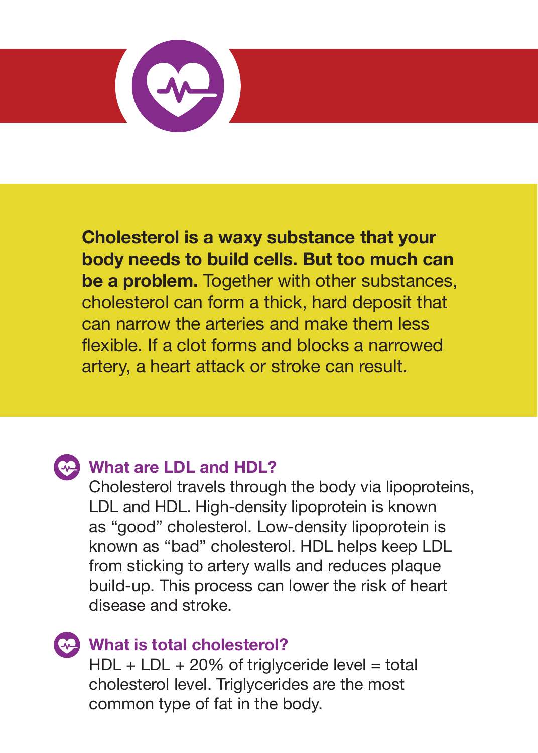**Cholesterol is a waxy substance that your body needs to build cells. But too much can be a problem.** Together with other substances, cholesterol can form a thick, hard deposit that can narrow the arteries and make them less flexible. If a clot forms and blocks a narrowed artery, a heart attack or stroke can result.

### What are LDL and HDL?

Cholesterol travels through the body via lipoproteins, LDL and HDL. High-density lipoprotein is known as “good” cholesterol. Low-density lipoprotein is known as “bad” cholesterol. HDL helps keep LDL from sticking to artery walls and reduces plaque build-up. This process can lower the risk of heart disease and stroke.

### What is total cholesterol?

HDL + LDL + 20% of triglyceride level = total cholesterol level. Triglycerides are the most common type of fat in the body.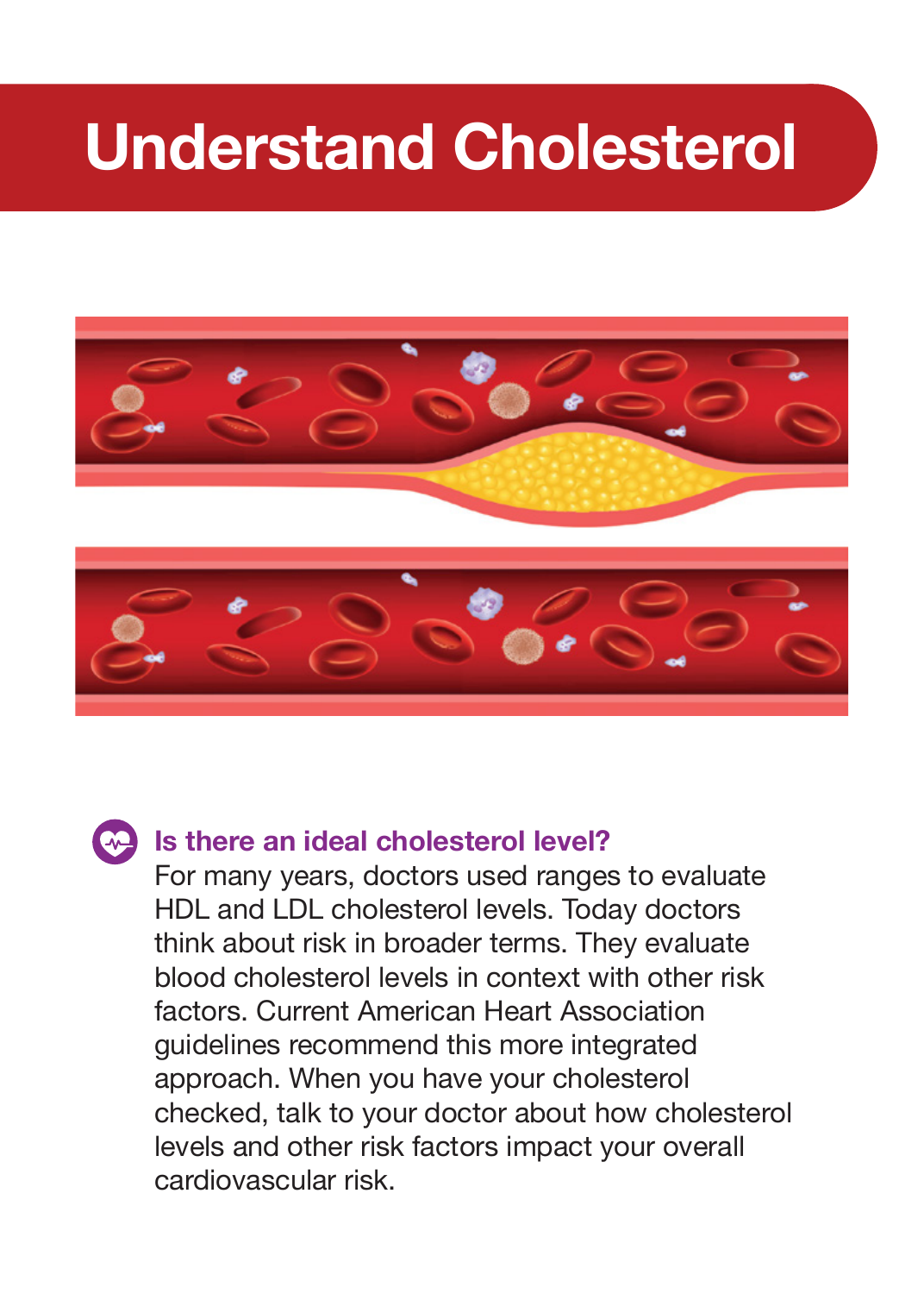# Understand Cholesterol

### Is there an ideal cholesterol level?

For many years, doctors used ranges to evaluate HDL and LDL cholesterol levels. Today doctors think about risk in broader terms. They evaluate blood cholesterol levels in context with other risk factors. Current American Heart Association guidelines recommend this more integrated approach. When you have your cholesterol checked, talk to your doctor about how cholesterol levels and other risk factors impact your overall cardiovascular risk.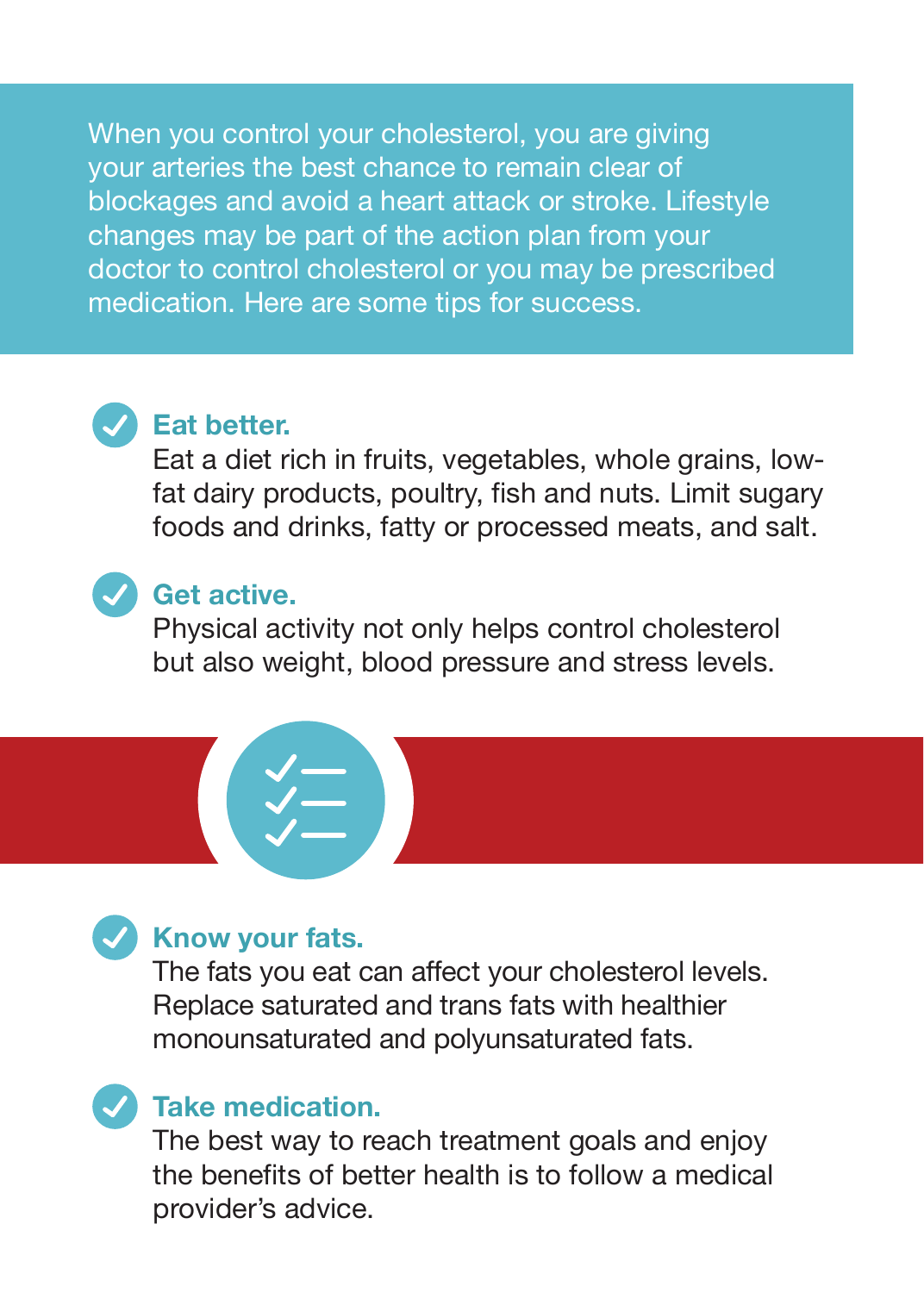When you control your cholesterol, you are giving your arteries the best chance to remain clear of blockages and avoid a heart attack or stroke. Lifestyle changes may be part of the action plan from your doctor to control cholesterol or you may be prescribed medication. Here are some tips for success.

### Eat better.

Eat a diet rich in fruits, vegetables, whole grains, low-fat dairy products, poultry, fish and nuts. Limit sugary foods and drinks, fatty or processed meats, and salt.

### Get active.

Physical activity not only helps control cholesterol but also weight, blood pressure and stress levels.

### Know your fats.

The fats you eat can affect your cholesterol levels. Replace saturated and trans fats with healthier monounsaturated and polyunsaturated fats.

### Take medication.

The best way to reach treatment goals and enjoy the benefits of better health is to follow a medical provider's advice.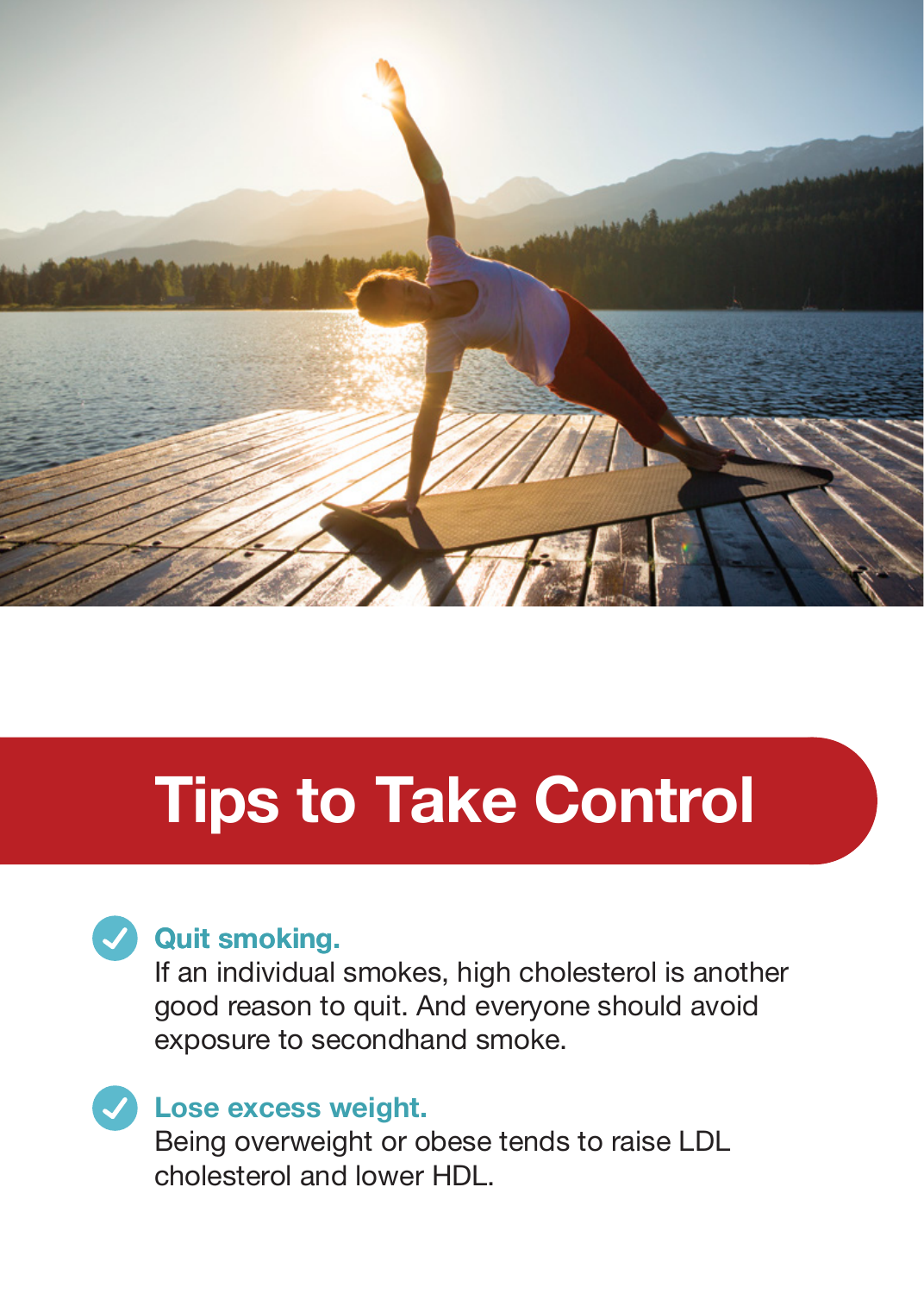# Tips to Take Control

- **Quit smoking.**
  If an individual smokes, high cholesterol is another good reason to quit. And everyone should avoid exposure to secondhand smoke.

- **Lose excess weight.**
  Being overweight or obese tends to raise LDL cholesterol and lower HDL.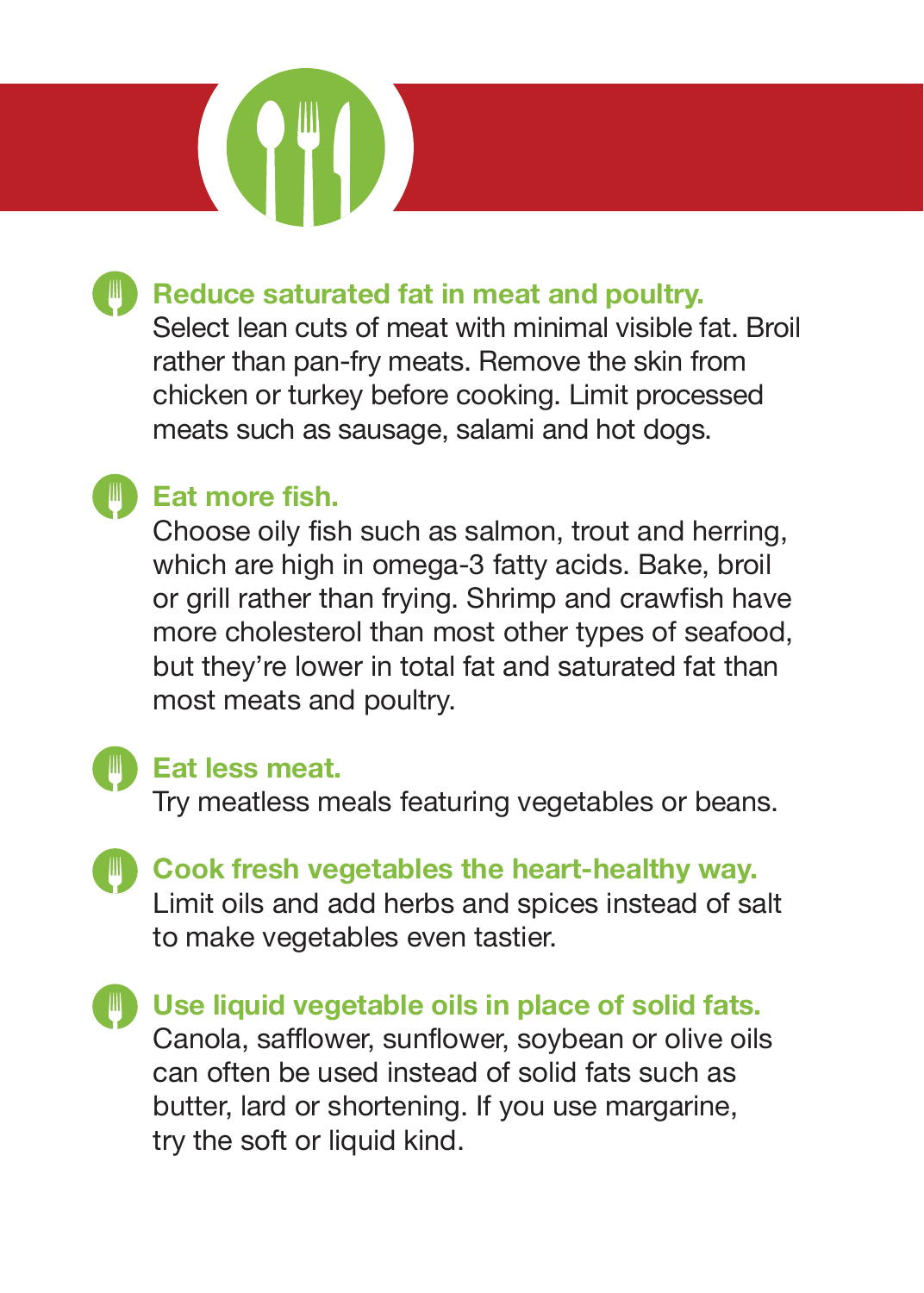**Reduce saturated fat in meat and poultry.**
Select lean cuts of meat with minimal visible fat. Broil rather than pan-fry meats. Remove the skin from chicken or turkey before cooking. Limit processed meats such as sausage, salami and hot dogs.

**Eat more fish.**
Choose oily fish such as salmon, trout and herring, which are high in omega-3 fatty acids. Bake, broil or grill rather than frying. Shrimp and crawfish have more cholesterol than most other types of seafood, but they're lower in total fat and saturated fat than most meats and poultry.

**Eat less meat.**
Try meatless meals featuring vegetables or beans.

**Cook fresh vegetables the heart-healthy way.**
Limit oils and add herbs and spices instead of salt to make vegetables even tastier.

**Use liquid vegetable oils in place of solid fats.**
Canola, safflower, sunflower, soybean or olive oils can often be used instead of solid fats such as butter, lard or shortening. If you use margarine, try the soft or liquid kind.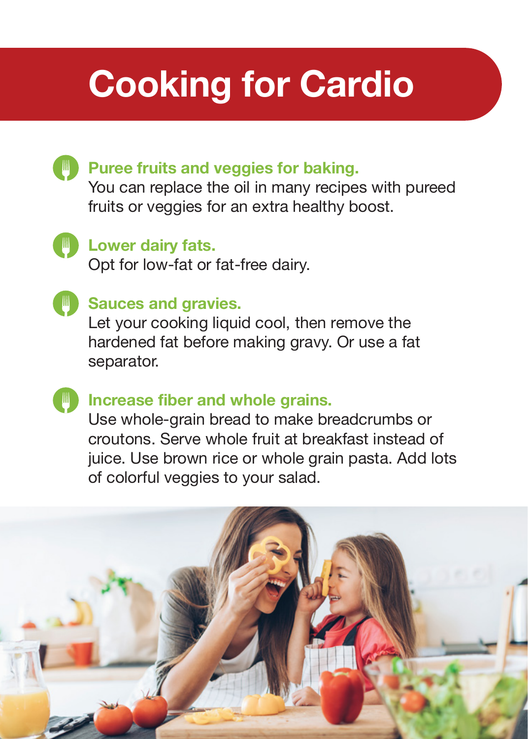# Cooking for Cardio

**Puree fruits and veggies for baking.**
You can replace the oil in many recipes with pureed fruits or veggies for an extra healthy boost.

**Lower dairy fats.**
Opt for low-fat or fat-free dairy.

**Sauces and gravies.**
Let your cooking liquid cool, then remove the hardened fat before making gravy. Or use a fat separator.

**Increase fiber and whole grains.**
Use whole-grain bread to make breadcrumbs or croutons. Serve whole fruit at breakfast instead of juice. Use brown rice or whole grain pasta. Add lots of colorful veggies to your salad.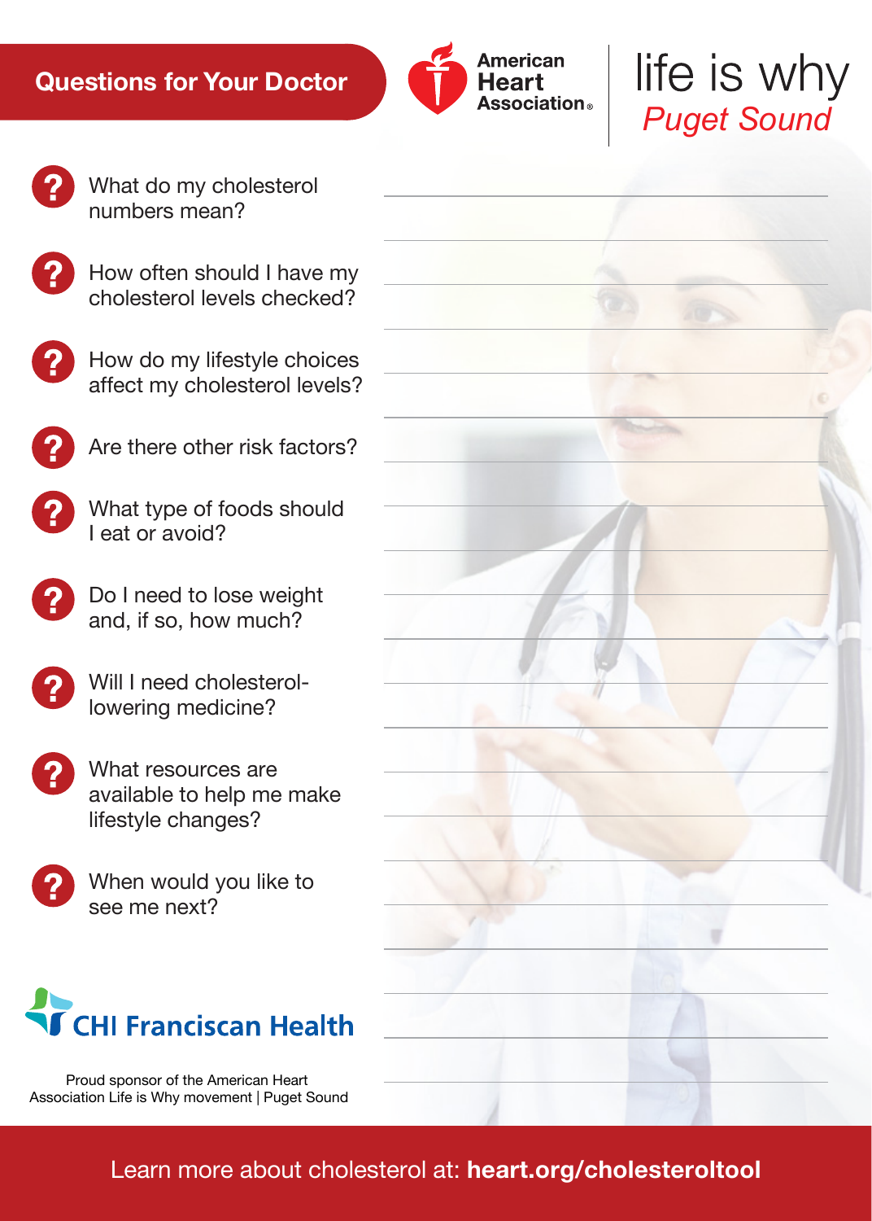## Questions for Your Doctor

American Heart Association®

life is why
*Puget Sound*

- What do my cholesterol numbers mean?
- How often should I have my cholesterol levels checked?
- How do my lifestyle choices affect my cholesterol levels?
- Are there other risk factors?
- What type of foods should I eat or avoid?
- Do I need to lose weight and, if so, how much?
- Will I need cholesterol-lowering medicine?
- What resources are available to help me make lifestyle changes?
- When would you like to see me next?

CHI Franciscan Health

Proud sponsor of the American Heart Association Life is Why movement | Puget Sound

Learn more about cholesterol at: **heart.org/cholesteroltool**